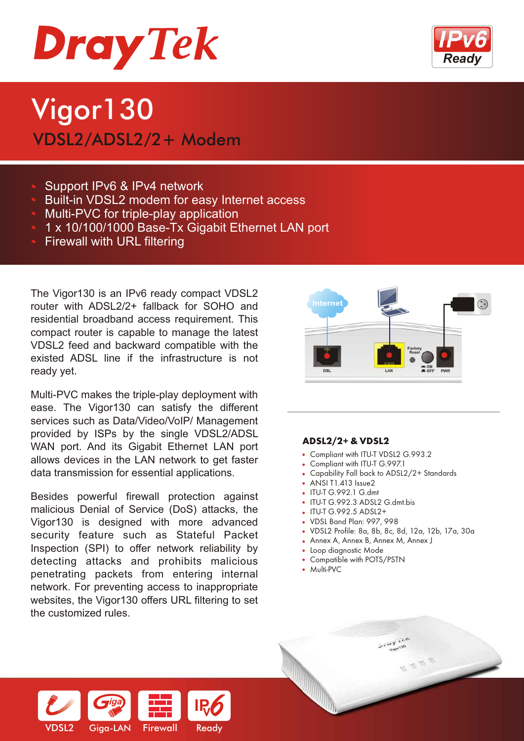# DrayTek

IPv6 Ready

# Vigor130

## VDSL2/ADSL2/2+ Modem

- Support IPv6 & IPv4 network
- Built-in VDSL2 modem for easy Internet access
- Multi-PVC for triple-play application
- 1 x 10/100/1000 Base-Tx Gigabit Ethernet LAN port
- Firewall with URL filtering

The Vigor130 is an IPv6 ready compact VDSL2 router with ADSL2/2+ fallback for SOHO and residential broadband access requirement. This compact router is capable to manage the latest VDSL2 feed and backward compatible with the existed ADSL line if the infrastructure is not ready yet.

Multi-PVC makes the triple-play deployment with ease. The Vigor130 can satisfy the different services such as Data/Video/VoIP/ Management provided by ISPs by the single VDSL2/ADSL WAN port. And its Gigabit Ethernet LAN port allows devices in the LAN network to get faster data transmission for essential applications.

Besides powerful firewall protection against malicious Denial of Service (DoS) attacks, the Vigor130 is designed with more advanced security feature such as Stateful Packet Inspection (SPI) to offer network reliability by detecting attacks and prohibits malicious penetrating packets from entering internal network. For preventing access to inappropriate websites, the Vigor130 offers URL filtering to set the customized rules.

Internet

DSL LAN Factory Reset ON OFF PWR

### ADSL2/2+ & VDSL2

- Compliant with ITU-T VDSL2 G.993.2
- Compliant with ITU-T G.997.1
- Capability Fall back to ADSL2/2+ Standards
- ANSI T1.413 Issue2
- ITU-T G.992.1 G.dmt
- ITU-T G.992.3 ADSL2 G.dmt.bis
- ITU-T G.992.5 ADSL2+
- VDSL Band Plan: 997, 998
- VDSL2 Profile: 8a, 8b, 8c, 8d, 12a, 12b, 17a, 30a
- Annex A, Annex B, Annex M, Annex J
- Loop diagnostic Mode
- Compatible with POTS/PSTN
- Multi-PVC

VDSL2 Giga-LAN Firewall Ready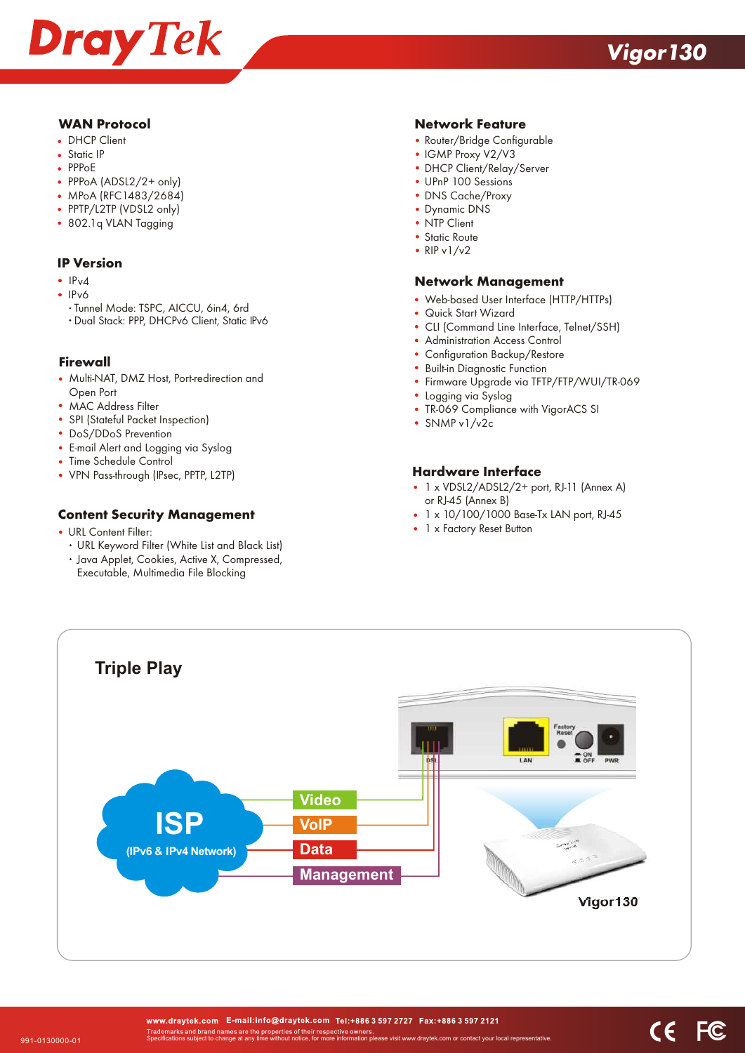## WAN Protocol

- DHCP Client
- Static IP
- PPPoE
- PPPoA (ADSL2/2+ only)
- MPoA (RFC1483/2684)
- PPTP/L2TP (VDSL2 only)
- 802.1q VLAN Tagging

## IP Version

- IPv4
- IPv6
  - Tunnel Mode: TSPC, AICCU, 6in4, 6rd
  - Dual Stack: PPP, DHCPv6 Client, Static IPv6

## Firewall

- Multi-NAT, DMZ Host, Port-redirection and Open Port
- MAC Address Filter
- SPI (Stateful Packet Inspection)
- DoS/DDoS Prevention
- E-mail Alert and Logging via Syslog
- Time Schedule Control
- VPN Pass-through (IPsec, PPTP, L2TP)

## Content Security Management

- URL Content Filter:
  - URL Keyword Filter (White List and Black List)
  - Java Applet, Cookies, Active X, Compressed, Executable, Multimedia File Blocking

## Network Feature

- Router/Bridge Configurable
- IGMP Proxy V2/V3
- DHCP Client/Relay/Server
- UPnP 100 Sessions
- DNS Cache/Proxy
- Dynamic DNS
- NTP Client
- Static Route
- RIP v1/v2

## Network Management

- Web-based User Interface (HTTP/HTTPs)
- Quick Start Wizard
- CLI (Command Line Interface, Telnet/SSH)
- Administration Access Control
- Configuration Backup/Restore
- Built-in Diagnostic Function
- Firmware Upgrade via TFTP/FTP/WUI/TR-069
- Logging via Syslog
- TR-069 Compliance with VigorACS SI
- SNMP v1/v2c

## Hardware Interface

- 1 x VDSL2/ADSL2/2+ port, RJ-11 (Annex A) or RJ-45 (Annex B)
- 1 x 10/100/1000 Base-Tx LAN port, RJ-45
- 1 x Factory Reset Button

## Triple Play

ISP
(IPv6 & IPv4 Network)

Video
VoIP
Data
Management

DSL
LAN
Factory Reset
ON
OFF
PWR

Vigor130

www.draytek.com E-mail:info@draytek.com Tel:+886 3 597 2727 Fax:+886 3 597 2121

Trademarks and brand names are the properties of their respective owners.
Specifications subject to change at any time without notice, for more information please visit www.draytek.com or contact your local representative.

991-0130000-01